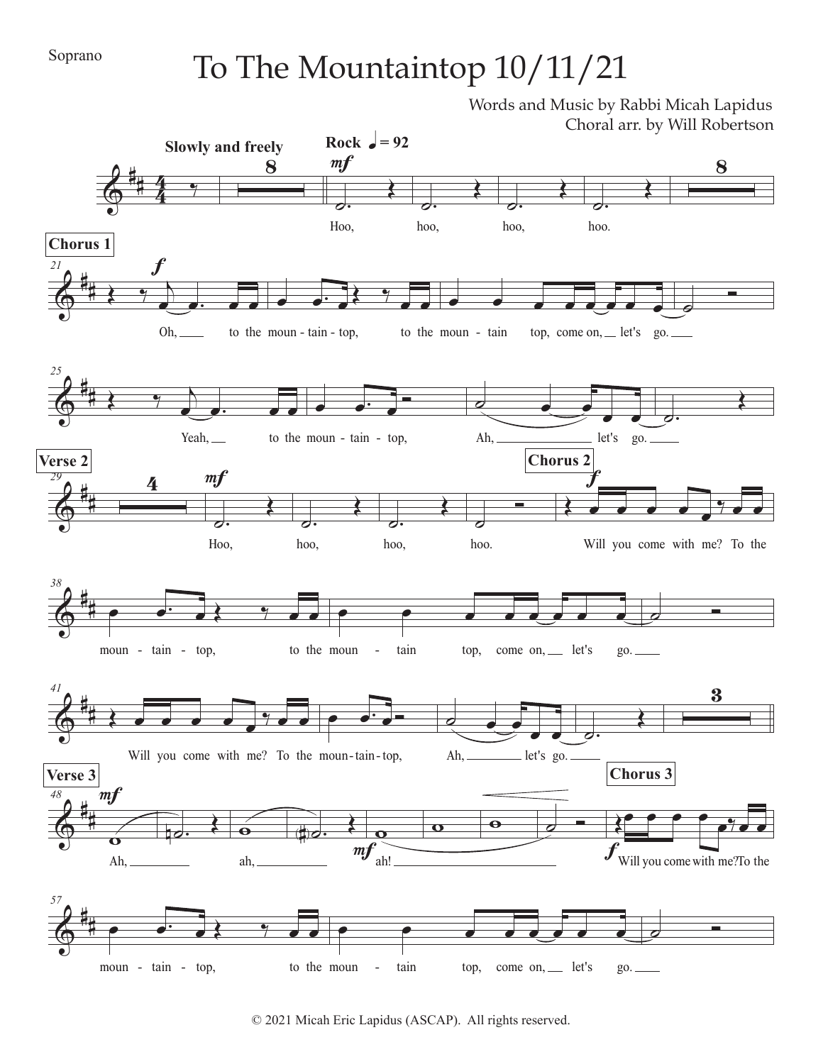Soprano

# To The Mountaintop 10/11/21

Words and Music by Rabbi Micah Lapidus
Choral arr. by Will Robertson

**Slowly and freely**

**Rock** ♩ = 92

*mf*

Hoo, hoo, hoo, hoo.

**Chorus 1**

*f*

Oh, to the moun - tain - top, to the moun - tain top, come on, let's go.

Yeah, to the moun - tain - top, Ah, let's go.

**Verse 2**

*mf*

Hoo, hoo, hoo, hoo.

**Chorus 2**

*f*

Will you come with me? To the moun - tain - top, to the moun - tain top, come on, let's go.

Will you come with me? To the moun - tain - top, Ah, let's go.

**Verse 3**

*mf*

Ah, ah, *mf* ah!

**Chorus 3**

*f*

Will you come with me? To the moun - tain - top, to the moun - tain top, come on, let's go.

© 2021 Micah Eric Lapidus (ASCAP). All rights reserved.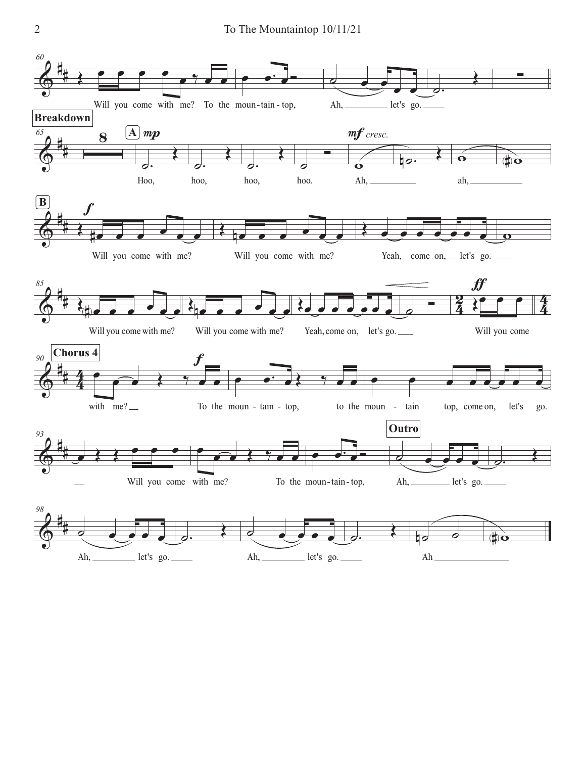Will you come with me? To the moun-tain-top, Ah, let's go.

**Breakdown**

8

A *mp*

Hoo, hoo, hoo, hoo.

*mf cresc.*

Ah, ah,

B *f*

Will you come with me? Will you come with me? Yeah, come on, let's go.

Will you come with me? Will you come with me? Yeah, come on, let's go.

*ff*

Will you come

**Chorus 4**

with me? *f* To the moun - tain - top, to the moun - tain top, come on, let's go.

Will you come with me? To the moun-tain-top,

**Outro**

Ah, let's go.

Ah, let's go. Ah, let's go. Ah